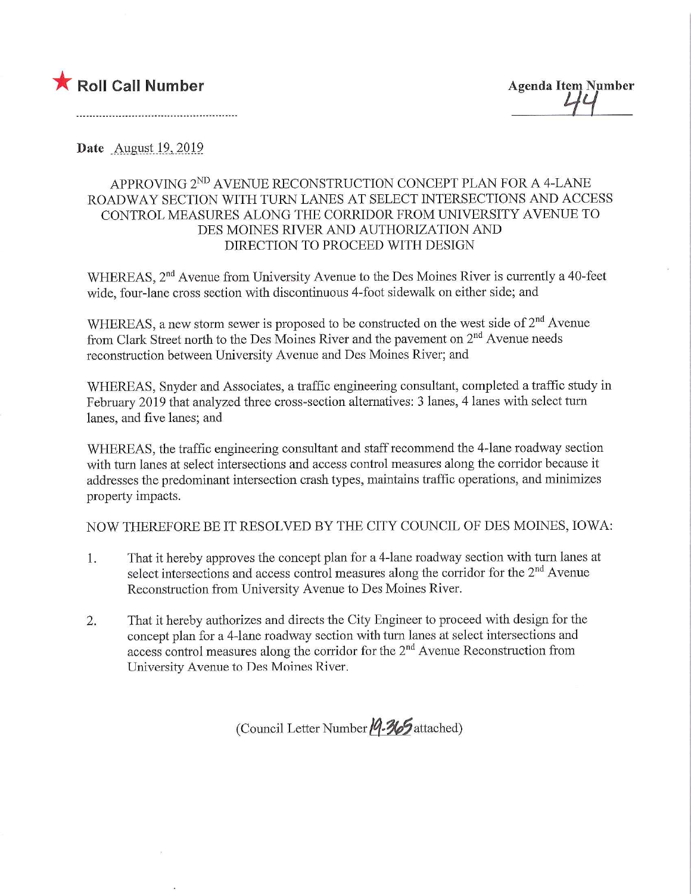★ **Roll Call Number**

.......................................................

**Agenda Item Number** 44

**Date** August 19, 2019

APPROVING 2[ND] AVENUE RECONSTRUCTION CONCEPT PLAN FOR A 4-LANE ROADWAY SECTION WITH TURN LANES AT SELECT INTERSECTIONS AND ACCESS CONTROL MEASURES ALONG THE CORRIDOR FROM UNIVERSITY AVENUE TO DES MOINES RIVER AND AUTHORIZATION AND DIRECTION TO PROCEED WITH DESIGN

WHEREAS, 2[nd] Avenue from University Avenue to the Des Moines River is currently a 40-feet wide, four-lane cross section with discontinuous 4-foot sidewalk on either side; and

WHEREAS, a new storm sewer is proposed to be constructed on the west side of 2[nd] Avenue from Clark Street north to the Des Moines River and the pavement on 2[nd] Avenue needs reconstruction between University Avenue and Des Moines River; and

WHEREAS, Snyder and Associates, a traffic engineering consultant, completed a traffic study in February 2019 that analyzed three cross-section alternatives: 3 lanes, 4 lanes with select turn lanes, and five lanes; and

WHEREAS, the traffic engineering consultant and staff recommend the 4-lane roadway section with turn lanes at select intersections and access control measures along the corridor because it addresses the predominant intersection crash types, maintains traffic operations, and minimizes property impacts.

NOW THEREFORE BE IT RESOLVED BY THE CITY COUNCIL OF DES MOINES, IOWA:

1. That it hereby approves the concept plan for a 4-lane roadway section with turn lanes at select intersections and access control measures along the corridor for the 2[nd] Avenue Reconstruction from University Avenue to Des Moines River.

2. That it hereby authorizes and directs the City Engineer to proceed with design for the concept plan for a 4-lane roadway section with turn lanes at select intersections and access control measures along the corridor for the 2[nd] Avenue Reconstruction from University Avenue to Des Moines River.

(Council Letter Number 19-365 attached)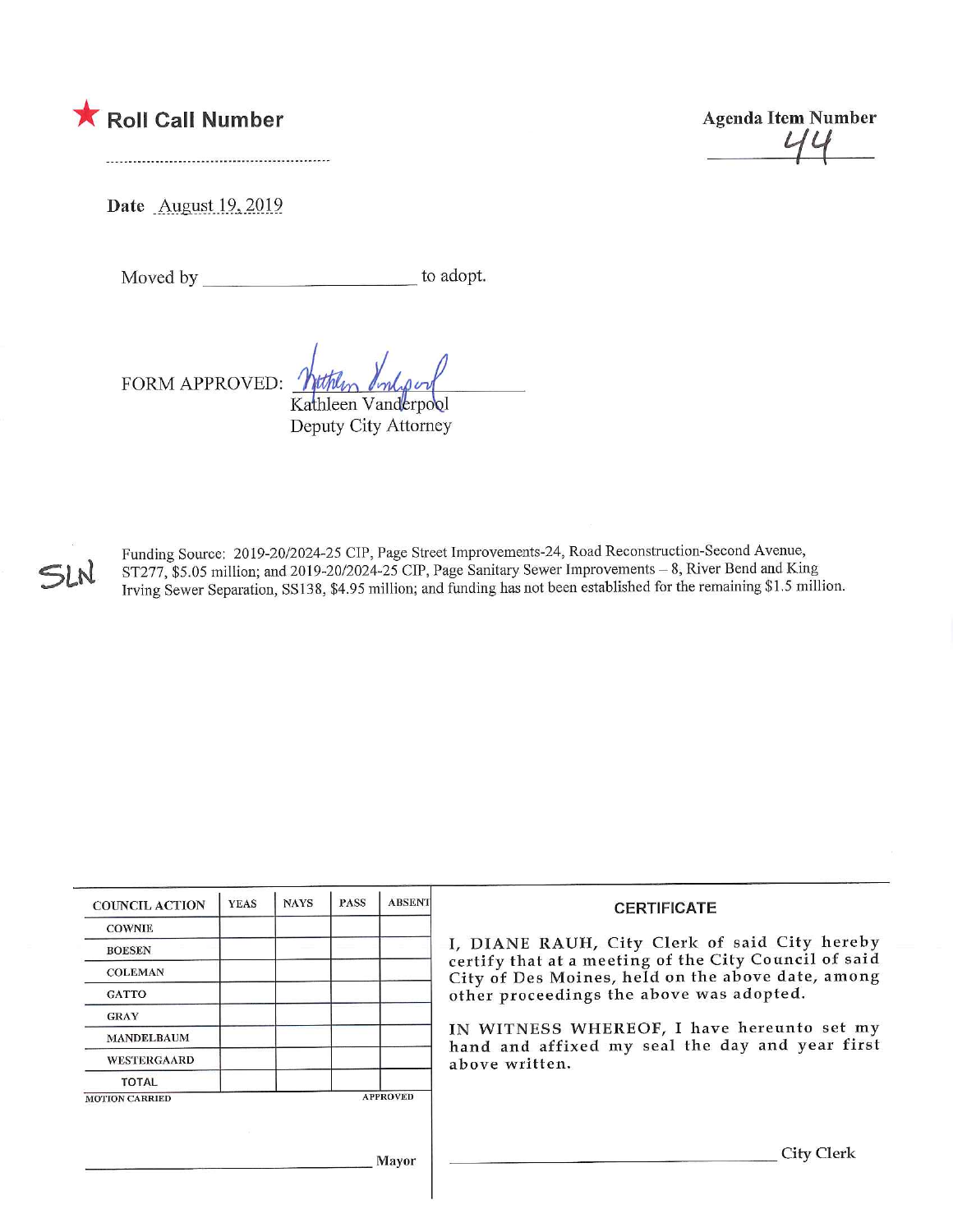★ **Roll Call Number**

---

**Agenda Item Number**
44

**Date** August 19, 2019

Moved by ______________________ to adopt.

FORM APPROVED: Kathleen Vanderpool
Kathleen Vanderpool
Deputy City Attorney

SLN

Funding Source: 2019-20/2024-25 CIP, Page Street Improvements-24, Road Reconstruction-Second Avenue, ST277, $5.05 million; and 2019-20/2024-25 CIP, Page Sanitary Sewer Improvements – 8, River Bend and King Irving Sewer Separation, SS138, $4.95 million; and funding has not been established for the remaining $1.5 million.

| COUNCIL ACTION | YEAS | NAYS | PASS | ABSENT |
|---|---|---|---|---|
| COWNIE | | | | |
| BOESEN | | | | |
| COLEMAN | | | | |
| GATTO | | | | |
| GRAY | | | | |
| MANDELBAUM | | | | |
| WESTERGAARD | | | | |
| TOTAL | | | | |

MOTION CARRIED APPROVED

______________________________ Mayor

**CERTIFICATE**

I, DIANE RAUH, City Clerk of said City hereby certify that at a meeting of the City Council of said City of Des Moines, held on the above date, among other proceedings the above was adopted.

IN WITNESS WHEREOF, I have hereunto set my hand and affixed my seal the day and year first above written.

______________________________ City Clerk